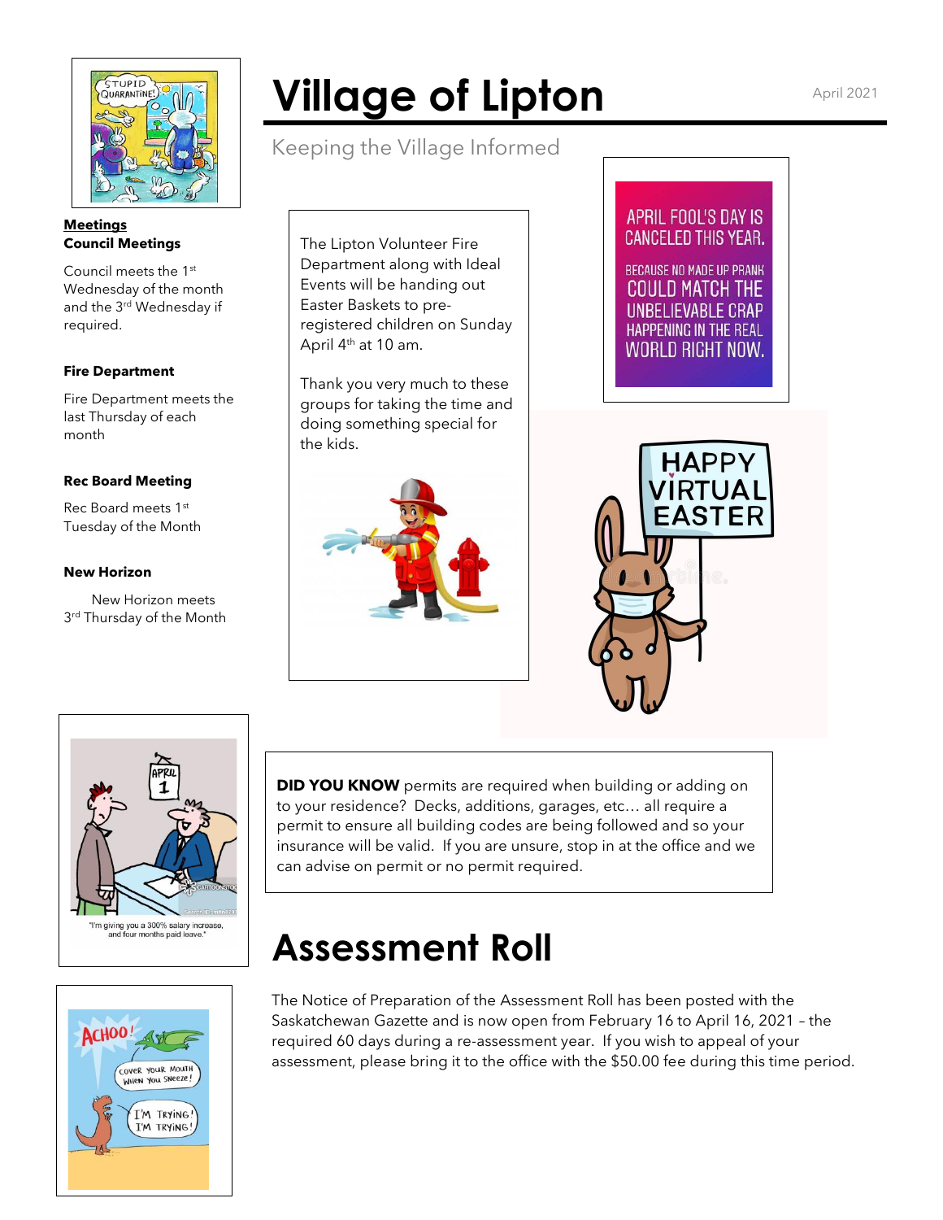# Village of Lipton

April 2021

Keeping the Village Informed

**Meetings**

**Council Meetings**

Council meets the 1st Wednesday of the month and the 3rd Wednesday if required.

**Fire Department**

Fire Department meets the last Thursday of each month

**Rec Board Meeting**

Rec Board meets 1st Tuesday of the Month

**New Horizon**

New Horizon meets 3rd Thursday of the Month

The Lipton Volunteer Fire Department along with Ideal Events will be handing out Easter Baskets to pre-registered children on Sunday April 4th at 10 am.

Thank you very much to these groups for taking the time and doing something special for the kids.

APRIL FOOL'S DAY IS CANCELED THIS YEAR.

BECAUSE NO MADE UP PRANK COULD MATCH THE UNBELIEVABLE CRAP HAPPENING IN THE REAL WORLD RIGHT NOW.

HAPPY VIRTUAL EASTER

"I'm giving you a 300% salary increase, and four months paid leave."

**DID YOU KNOW** permits are required when building or adding on to your residence? Decks, additions, garages, etc… all require a permit to ensure all building codes are being followed and so your insurance will be valid. If you are unsure, stop in at the office and we can advise on permit or no permit required.

# Assessment Roll

The Notice of Preparation of the Assessment Roll has been posted with the Saskatchewan Gazette and is now open from February 16 to April 16, 2021 – the required 60 days during a re-assessment year. If you wish to appeal of your assessment, please bring it to the office with the $50.00 fee during this time period.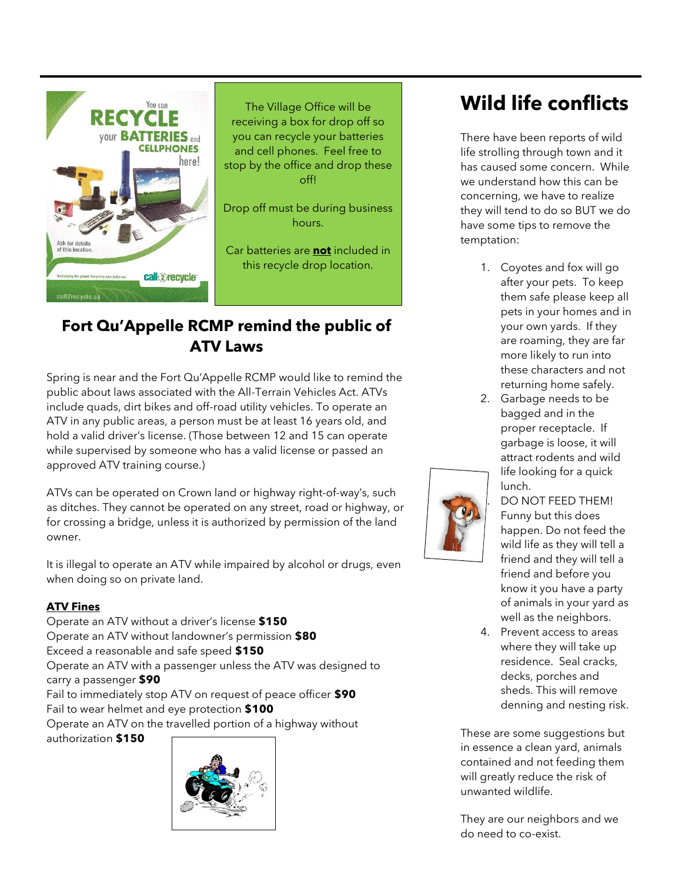The Village Office will be receiving a box for drop off so you can recycle your batteries and cell phones. Feel free to stop by the office and drop these off!

Drop off must be during business hours.

Car batteries are **not** included in this recycle drop location.

## Fort Qu'Appelle RCMP remind the public of ATV Laws

Spring is near and the Fort Qu'Appelle RCMP would like to remind the public about laws associated with the All-Terrain Vehicles Act. ATVs include quads, dirt bikes and off-road utility vehicles. To operate an ATV in any public areas, a person must be at least 16 years old, and hold a valid driver's license. (Those between 12 and 15 can operate while supervised by someone who has a valid license or passed an approved ATV training course.)

ATVs can be operated on Crown land or highway right-of-way's, such as ditches. They cannot be operated on any street, road or highway, or for crossing a bridge, unless it is authorized by permission of the land owner.

It is illegal to operate an ATV while impaired by alcohol or drugs, even when doing so on private land.

**ATV Fines**

Operate an ATV without a driver's license **$150**
Operate an ATV without landowner's permission **$80**
Exceed a reasonable and safe speed **$150**
Operate an ATV with a passenger unless the ATV was designed to carry a passenger **$90**
Fail to immediately stop ATV on request of peace officer **$90**
Fail to wear helmet and eye protection **$100**
Operate an ATV on the travelled portion of a highway without authorization **$150**

# Wild life conflicts

There have been reports of wild life strolling through town and it has caused some concern. While we understand how this can be concerning, we have to realize they will tend to do so BUT we do have some tips to remove the temptation:

1. Coyotes and fox will go after your pets. To keep them safe please keep all pets in your homes and in your own yards. If they are roaming, they are far more likely to run into these characters and not returning home safely.
2. Garbage needs to be bagged and in the proper receptacle. If garbage is loose, it will attract rodents and wild life looking for a quick lunch.
3. DO NOT FEED THEM! Funny but this does happen. Do not feed the wild life as they will tell a friend and they will tell a friend and before you know it you have a party of animals in your yard as well as the neighbors.
4. Prevent access to areas where they will take up residence. Seal cracks, decks, porches and sheds. This will remove denning and nesting risk.

These are some suggestions but in essence a clean yard, animals contained and not feeding them will greatly reduce the risk of unwanted wildlife.

They are our neighbors and we do need to co-exist.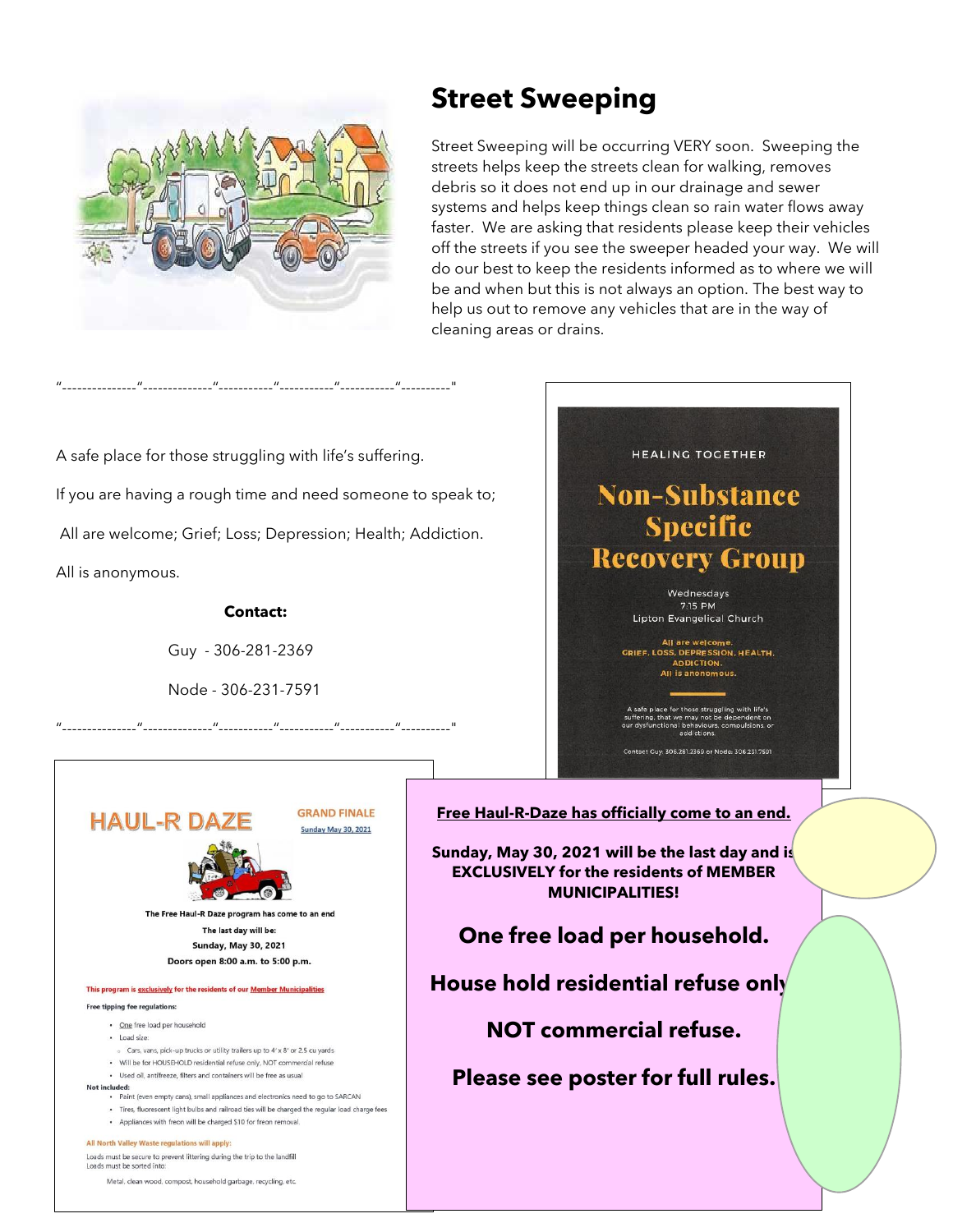## Street Sweeping

Street Sweeping will be occurring VERY soon. Sweeping the streets helps keep the streets clean for walking, removes debris so it does not end up in our drainage and sewer systems and helps keep things clean so rain water flows away faster. We are asking that residents please keep their vehicles off the streets if you see the sweeper headed your way. We will do our best to keep the residents informed as to where we will be and when but this is not always an option. The best way to help us out to remove any vehicles that are in the way of cleaning areas or drains.

"---------------"--------------"-----------"-----------"-----------"----------"

A safe place for those struggling with life's suffering.

If you are having a rough time and need someone to speak to;

All are welcome; Grief; Loss; Depression; Health; Addiction.

All is anonymous.

**Contact:**

Guy - 306-281-2369

Node - 306-231-7591

"---------------"--------------"-----------"-----------"-----------"----------"

HEALING TOGETHER

**Non-Substance Specific Recovery Group**

Wednesdays
7:15 PM
Lipton Evangelical Church

All are welcome.
GRIEF, LOSS, DEPRESSION, HEALTH, ADDICTION.
All is anonomous.

A safe place for those struggling with life's suffering, that we may not be dependent on our dysfunctional behaviours, compulsions, or addictions.

Contact Guy: 306.281.2369 or Node: 306.231.7591

**HAUL-R DAZE**

GRAND FINALE
Sunday May 30, 2021

**The Free Haul-R Daze program has come to an end**

**The last day will be:**

**Sunday, May 30, 2021**

**Doors open 8:00 a.m. to 5:00 p.m.**

**This program is exclusively for the residents of our Member Municipalities**

**Free tipping fee regulations:**

- One free load per household
- Load size:
  - Cars, vans, pick-up trucks or utility trailers up to 4' x 8' or 2.5 cu yards
- Will be for HOUSEHOLD residential refuse only, NOT commercial refuse
- Used oil, antifreeze, filters and containers will be free as usual

**Not included:**

- Paint (even empty cans), small appliances and electronics need to go to SARCAN
- Tires, fluorescent light bulbs and railroad ties will be charged the regular load charge fees
- Appliances with freon will be charged $10 for freon removal.

**All North Valley Waste regulations will apply:**

Loads must be secure to prevent littering during the trip to the landfill
Loads must be sorted into:

Metal, clean wood, compost, household garbage, recycling, etc.

**Free Haul-R-Daze has officially come to an end.**

**Sunday, May 30, 2021 will be the last day and is EXCLUSIVELY for the residents of MEMBER MUNICIPALITIES!**

**One free load per household.**

**House hold residential refuse only**

**NOT commercial refuse.**

**Please see poster for full rules.**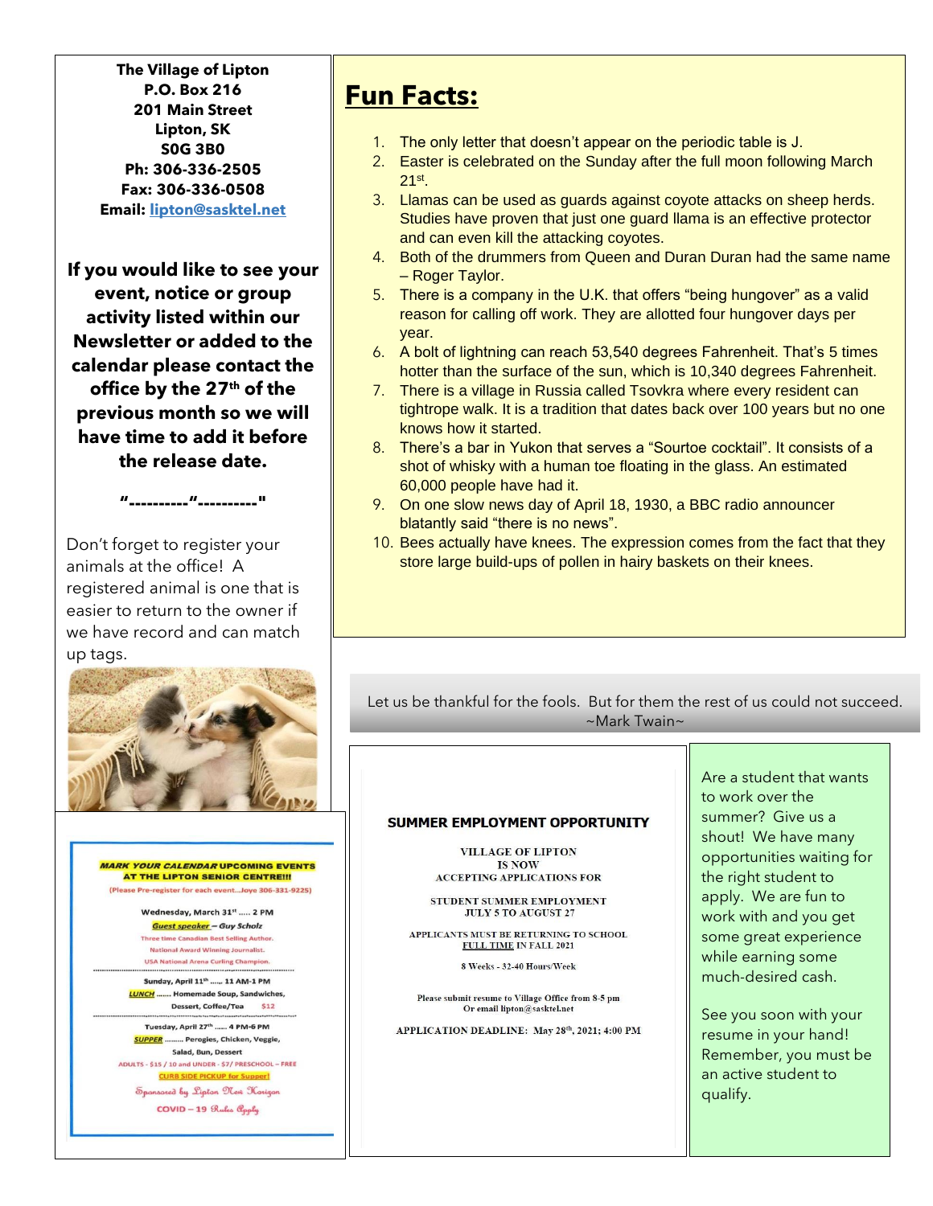**The Village of Lipton**
**P.O. Box 216**
**201 Main Street**
**Lipton, SK**
**S0G 3B0**
**Ph: 306-336-2505**
**Fax: 306-336-0508**
**Email: lipton@sasktel.net**

**If you would like to see your event, notice or group activity listed within our Newsletter or added to the calendar please contact the office by the 27th of the previous month so we will have time to add it before the release date.**

"----------"----------"

Don't forget to register your animals at the office! A registered animal is one that is easier to return to the owner if we have record and can match up tags.

**MARK YOUR CALENDAR UPCOMING EVENTS AT THE LIPTON SENIOR CENTRE!!!**
(Please Pre-register for each event...Joye 306-331-9225)

Wednesday, March 31st ..... 2 PM
Guest speaker – Guy Scholz
Three time Canadian Best Selling Author.
National Award Winning Journalist.
USA National Arena Curling Champion.

Sunday, April 11th ...... 11 AM-1 PM
LUNCH ....... Homemade Soup, Sandwiches, Dessert, Coffee/Tea $12

Tuesday, April 27th ...... 4 PM-6 PM
SUPPER ........ Perogies, Chicken, Veggie, Salad, Bun, Dessert
ADULTS - $15 / 10 and UNDER - $7/ PRESCHOOL – FREE
CURB SIDE PICKUP for Supper!
Sponsored by Lipton New Horizon
COVID – 19 Rules Apply

# Fun Facts:

1. The only letter that doesn't appear on the periodic table is J.
2. Easter is celebrated on the Sunday after the full moon following March 21st.
3. Llamas can be used as guards against coyote attacks on sheep herds. Studies have proven that just one guard llama is an effective protector and can even kill the attacking coyotes.
4. Both of the drummers from Queen and Duran Duran had the same name – Roger Taylor.
5. There is a company in the U.K. that offers "being hungover" as a valid reason for calling off work. They are allotted four hungover days per year.
6. A bolt of lightning can reach 53,540 degrees Fahrenheit. That's 5 times hotter than the surface of the sun, which is 10,340 degrees Fahrenheit.
7. There is a village in Russia called Tsovkra where every resident can tightrope walk. It is a tradition that dates back over 100 years but no one knows how it started.
8. There's a bar in Yukon that serves a "Sourtoe cocktail". It consists of a shot of whisky with a human toe floating in the glass. An estimated 60,000 people have had it.
9. On one slow news day of April 18, 1930, a BBC radio announcer blatantly said "there is no news".
10. Bees actually have knees. The expression comes from the fact that they store large build-ups of pollen in hairy baskets on their knees.

Let us be thankful for the fools. But for them the rest of us could not succeed.
~Mark Twain~

**SUMMER EMPLOYMENT OPPORTUNITY**

VILLAGE OF LIPTON
IS NOW
ACCEPTING APPLICATIONS FOR

STUDENT SUMMER EMPLOYMENT
JULY 5 TO AUGUST 27

APPLICANTS MUST BE RETURNING TO SCHOOL FULL TIME IN FALL 2021

8 Weeks - 32-40 Hours/Week

Please submit resume to Village Office from 8-5 pm
Or email lipton@sasktel.net

APPLICATION DEADLINE: May 28th, 2021; 4:00 PM

Are a student that wants to work over the summer? Give us a shout! We have many opportunities waiting for the right student to apply. We are fun to work with and you get some great experience while earning some much-desired cash.

See you soon with your resume in your hand! Remember, you must be an active student to qualify.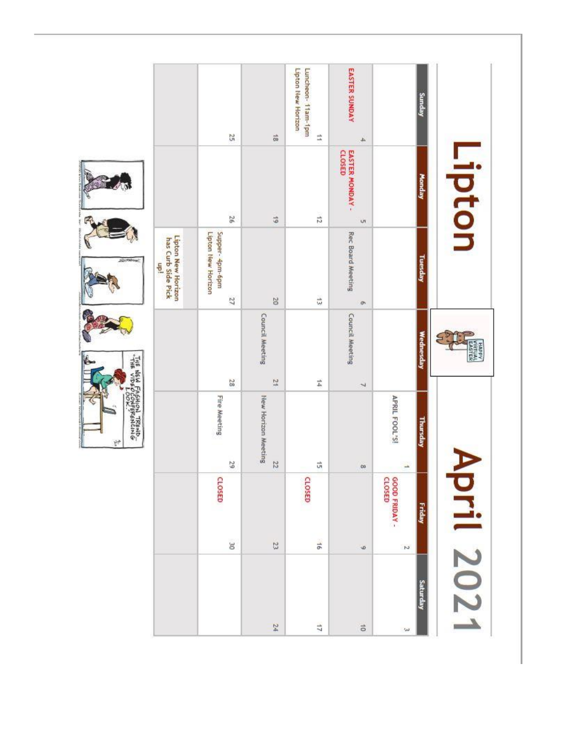# Lipton

# April 2021

| Sunday | Monday | Tuesday | Wednesday | Thursday | Friday | Saturday |
|---|---|---|---|---|---|---|
| | | | | 1 APRIL FOOL'S! | 2 GOOD FRIDAY - CLOSED | 3 |
| 4 EASTER SUNDAY | 5 EASTER MONDAY - CLOSED | 6 Rec Board Meeting | 7 Council Meeting | 8 | 9 | 10 |
| 11 Luncheon- 11am-1pm Lipton New Horizon | 12 | 13 | 14 | 15 | 16 CLOSED | 17 |
| 18 | 19 | 20 | 21 Council Meeting | 22 New Horizon Meeting | 23 | 24 |
| 25 | 26 | 27 Supper- 4pm-6pm Lipton New Horizon | 28 | 29 Fire Meeting | 30 CLOSED | |
| | | Lipton New Horizon has Curb Side Pick up! | | | | |

HAPPY VIRTUAL EASTER

"THE NEW FASHION TREND- THE VIDEOCONFERENCING LOOK."